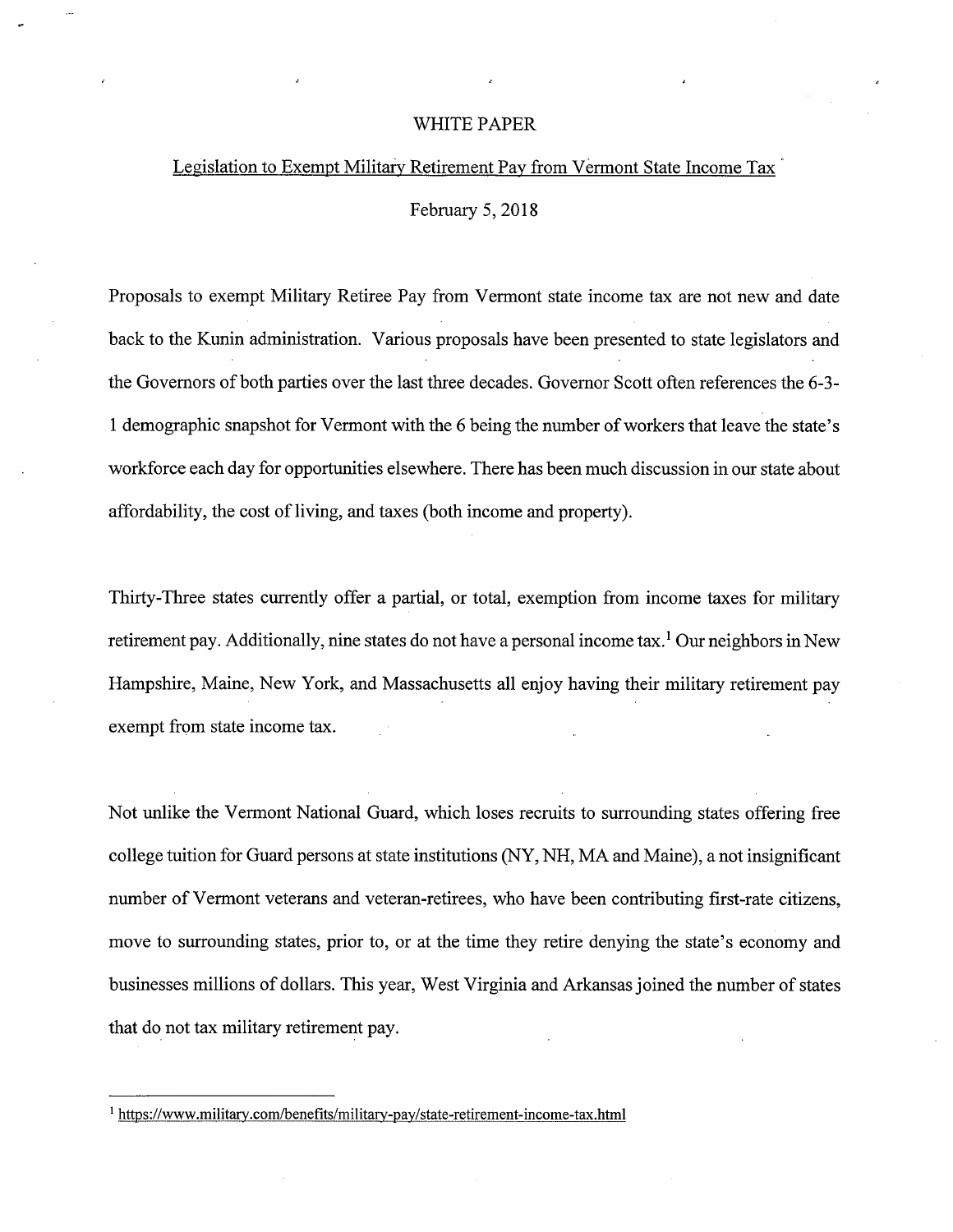# WHITE PAPER

## Legislation to Exempt Military Retirement Pay from Vermont State Income Tax

February 5, 2018

Proposals to exempt Military Retiree Pay from Vermont state income tax are not new and date back to the Kunin administration. Various proposals have been presented to state legislators and the Governors of both parties over the last three decades. Governor Scott often references the 6-3-1 demographic snapshot for Vermont with the 6 being the number of workers that leave the state's workforce each day for opportunities elsewhere. There has been much discussion in our state about affordability, the cost of living, and taxes (both income and property).

Thirty-Three states currently offer a partial, or total, exemption from income taxes for military retirement pay. Additionally, nine states do not have a personal income tax.[1] Our neighbors in New Hampshire, Maine, New York, and Massachusetts all enjoy having their military retirement pay exempt from state income tax.

Not unlike the Vermont National Guard, which loses recruits to surrounding states offering free college tuition for Guard persons at state institutions (NY, NH, MA and Maine), a not insignificant number of Vermont veterans and veteran-retirees, who have been contributing first-rate citizens, move to surrounding states, prior to, or at the time they retire denying the state's economy and businesses millions of dollars. This year, West Virginia and Arkansas joined the number of states that do not tax military retirement pay.

---

[1] https://www.military.com/benefits/military-pay/state-retirement-income-tax.html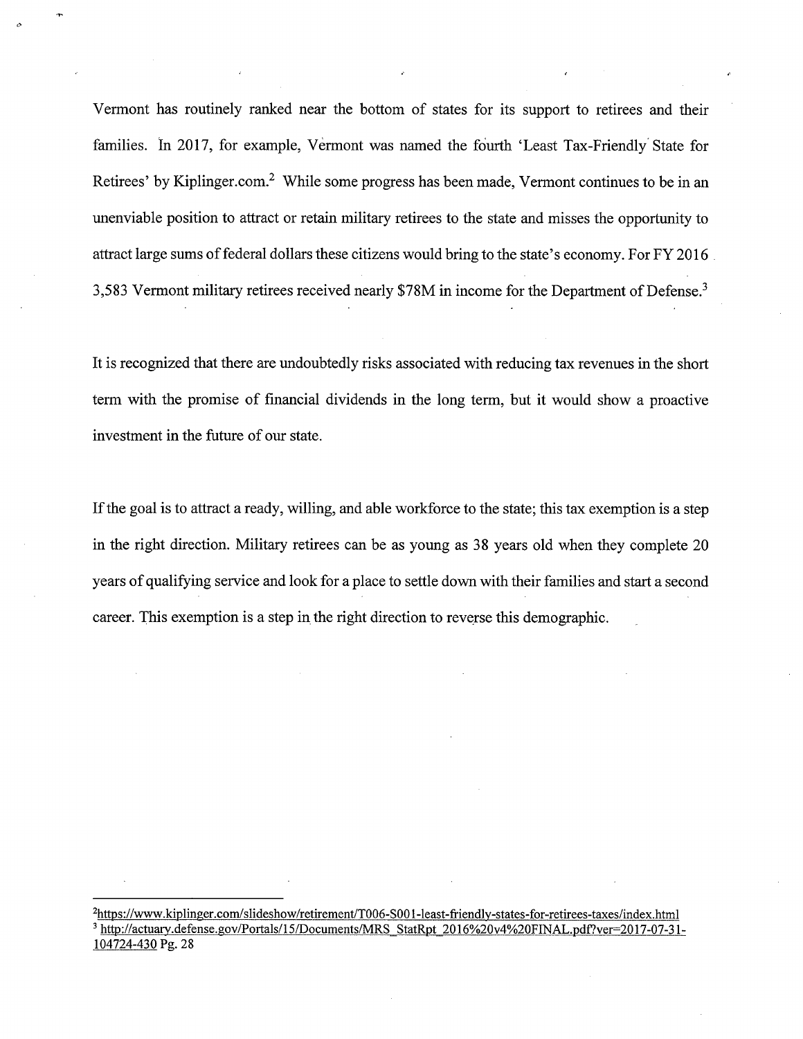Vermont has routinely ranked near the bottom of states for its support to retirees and their families. In 2017, for example, Vermont was named the fourth 'Least Tax-Friendly State for Retirees' by Kiplinger.com.[2] While some progress has been made, Vermont continues to be in an unenviable position to attract or retain military retirees to the state and misses the opportunity to attract large sums of federal dollars these citizens would bring to the state's economy. For FY 2016 3,583 Vermont military retirees received nearly $78M in income for the Department of Defense.[3]

It is recognized that there are undoubtedly risks associated with reducing tax revenues in the short term with the promise of financial dividends in the long term, but it would show a proactive investment in the future of our state.

If the goal is to attract a ready, willing, and able workforce to the state; this tax exemption is a step in the right direction. Military retirees can be as young as 38 years old when they complete 20 years of qualifying service and look for a place to settle down with their families and start a second career. This exemption is a step in the right direction to reverse this demographic.

---

[2] https://www.kiplinger.com/slideshow/retirement/T006-S001-least-friendly-states-for-retirees-taxes/index.html

[3] http://actuary.defense.gov/Portals/15/Documents/MRS_StatRpt_2016%20v4%20FINAL.pdf?ver=2017-07-31-104724-430 Pg. 28